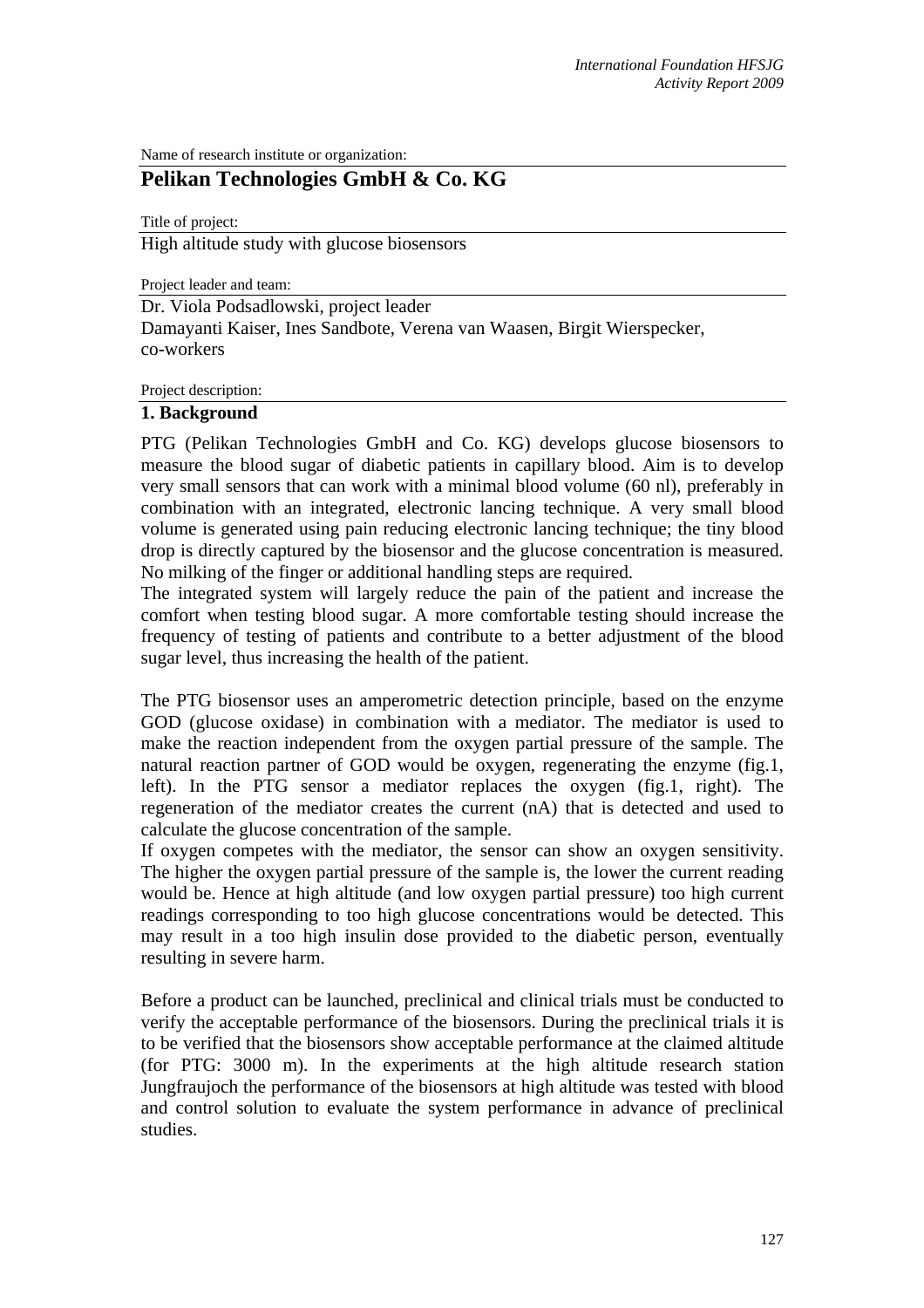Name of research institute or organization:

## Pelikan Technologies GmbH & Co. KG

Title of project:

High altitude study with glucose biosensors

Project leader and team:

Dr. Viola Podsadlowski, project leader
Damayanti Kaiser, Ines Sandbote, Verena van Waasen, Birgit Wierspecker, co-workers

Project description:

### 1. Background

PTG (Pelikan Technologies GmbH and Co. KG) develops glucose biosensors to measure the blood sugar of diabetic patients in capillary blood. Aim is to develop very small sensors that can work with a minimal blood volume (60 nl), preferably in combination with an integrated, electronic lancing technique. A very small blood volume is generated using pain reducing electronic lancing technique; the tiny blood drop is directly captured by the biosensor and the glucose concentration is measured. No milking of the finger or additional handling steps are required.

The integrated system will largely reduce the pain of the patient and increase the comfort when testing blood sugar. A more comfortable testing should increase the frequency of testing of patients and contribute to a better adjustment of the blood sugar level, thus increasing the health of the patient.

The PTG biosensor uses an amperometric detection principle, based on the enzyme GOD (glucose oxidase) in combination with a mediator. The mediator is used to make the reaction independent from the oxygen partial pressure of the sample. The natural reaction partner of GOD would be oxygen, regenerating the enzyme (fig.1, left). In the PTG sensor a mediator replaces the oxygen (fig.1, right). The regeneration of the mediator creates the current (nA) that is detected and used to calculate the glucose concentration of the sample.

If oxygen competes with the mediator, the sensor can show an oxygen sensitivity. The higher the oxygen partial pressure of the sample is, the lower the current reading would be. Hence at high altitude (and low oxygen partial pressure) too high current readings corresponding to too high glucose concentrations would be detected. This may result in a too high insulin dose provided to the diabetic person, eventually resulting in severe harm.

Before a product can be launched, preclinical and clinical trials must be conducted to verify the acceptable performance of the biosensors. During the preclinical trials it is to be verified that the biosensors show acceptable performance at the claimed altitude (for PTG: 3000 m). In the experiments at the high altitude research station Jungfraujoch the performance of the biosensors at high altitude was tested with blood and control solution to evaluate the system performance in advance of preclinical studies.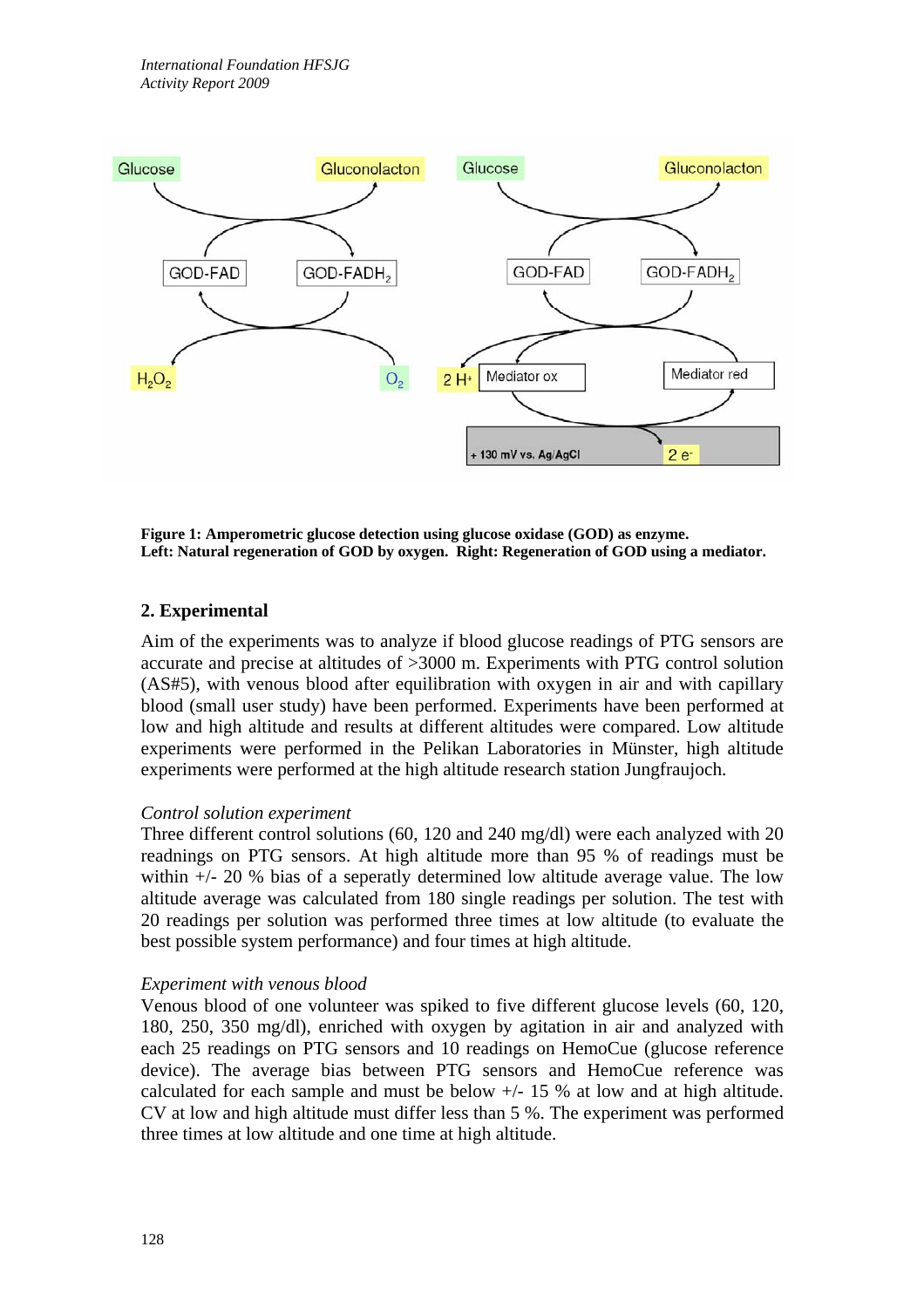**Figure 1: Amperometric glucose detection using glucose oxidase (GOD) as enzyme.**
**Left: Natural regeneration of GOD by oxygen. Right: Regeneration of GOD using a mediator.**

## 2. Experimental

Aim of the experiments was to analyze if blood glucose readings of PTG sensors are accurate and precise at altitudes of >3000 m. Experiments with PTG control solution (AS#5), with venous blood after equilibration with oxygen in air and with capillary blood (small user study) have been performed. Experiments have been performed at low and high altitude and results at different altitudes were compared. Low altitude experiments were performed in the Pelikan Laboratories in Münster, high altitude experiments were performed at the high altitude research station Jungfraujoch.

*Control solution experiment*

Three different control solutions (60, 120 and 240 mg/dl) were each analyzed with 20 readnings on PTG sensors. At high altitude more than 95 % of readings must be within +/- 20 % bias of a seperatly determined low altitude average value. The low altitude average was calculated from 180 single readings per solution. The test with 20 readings per solution was performed three times at low altitude (to evaluate the best possible system performance) and four times at high altitude.

*Experiment with venous blood*

Venous blood of one volunteer was spiked to five different glucose levels (60, 120, 180, 250, 350 mg/dl), enriched with oxygen by agitation in air and analyzed with each 25 readings on PTG sensors and 10 readings on HemoCue (glucose reference device). The average bias between PTG sensors and HemoCue reference was calculated for each sample and must be below +/- 15 % at low and at high altitude. CV at low and high altitude must differ less than 5 %. The experiment was performed three times at low altitude and one time at high altitude.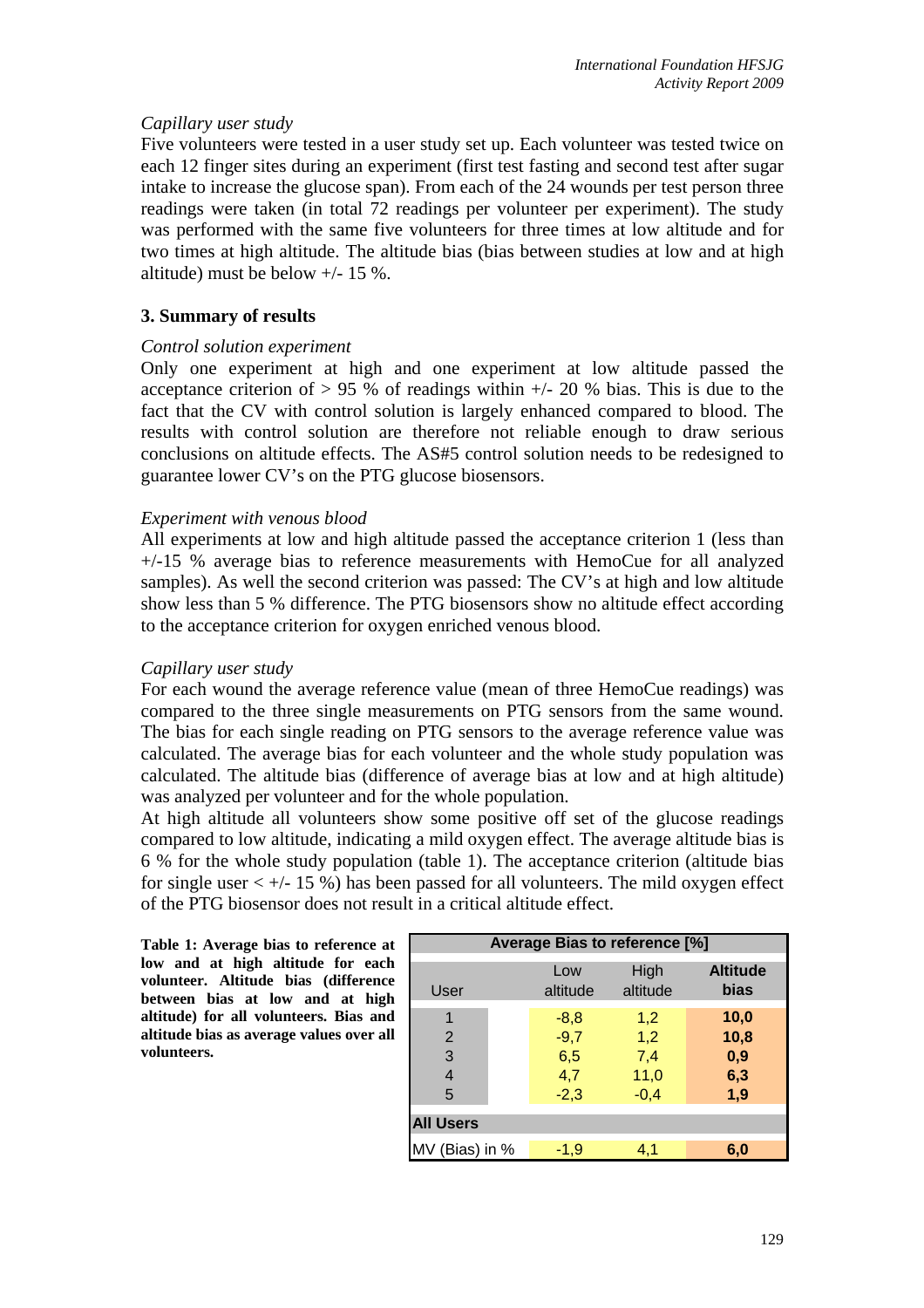*Capillary user study*

Five volunteers were tested in a user study set up. Each volunteer was tested twice on each 12 finger sites during an experiment (first test fasting and second test after sugar intake to increase the glucose span). From each of the 24 wounds per test person three readings were taken (in total 72 readings per volunteer per experiment). The study was performed with the same five volunteers for three times at low altitude and for two times at high altitude. The altitude bias (bias between studies at low and at high altitude) must be below +/- 15 %.

## 3. Summary of results

*Control solution experiment*

Only one experiment at high and one experiment at low altitude passed the acceptance criterion of > 95 % of readings within +/- 20 % bias. This is due to the fact that the CV with control solution is largely enhanced compared to blood. The results with control solution are therefore not reliable enough to draw serious conclusions on altitude effects. The AS#5 control solution needs to be redesigned to guarantee lower CV's on the PTG glucose biosensors.

*Experiment with venous blood*

All experiments at low and high altitude passed the acceptance criterion 1 (less than +/-15 % average bias to reference measurements with HemoCue for all analyzed samples). As well the second criterion was passed: The CV's at high and low altitude show less than 5 % difference. The PTG biosensors show no altitude effect according to the acceptance criterion for oxygen enriched venous blood.

*Capillary user study*

For each wound the average reference value (mean of three HemoCue readings) was compared to the three single measurements on PTG sensors from the same wound. The bias for each single reading on PTG sensors to the average reference value was calculated. The average bias for each volunteer and the whole study population was calculated. The altitude bias (difference of average bias at low and at high altitude) was analyzed per volunteer and for the whole population.

At high altitude all volunteers show some positive off set of the glucose readings compared to low altitude, indicating a mild oxygen effect. The average altitude bias is 6 % for the whole study population (table 1). The acceptance criterion (altitude bias for single user < +/- 15 %) has been passed for all volunteers. The mild oxygen effect of the PTG biosensor does not result in a critical altitude effect.

**Table 1: Average bias to reference at low and at high altitude for each volunteer. Altitude bias (difference between bias at low and at high altitude) for all volunteers. Bias and altitude bias as average values over all volunteers.**

| Average Bias to reference [%] | | | |
|---|---|---|---|
| User | Low altitude | High altitude | **Altitude bias** |
| 1 | -8,8 | 1,2 | **10,0** |
| 2 | -9,7 | 1,2 | **10,8** |
| 3 | 6,5 | 7,4 | **0,9** |
| 4 | 4,7 | 11,0 | **6,3** |
| 5 | -2,3 | -0,4 | **1,9** |
| **All Users** | | | |
| MV (Bias) in % | -1,9 | 4,1 | **6,0** |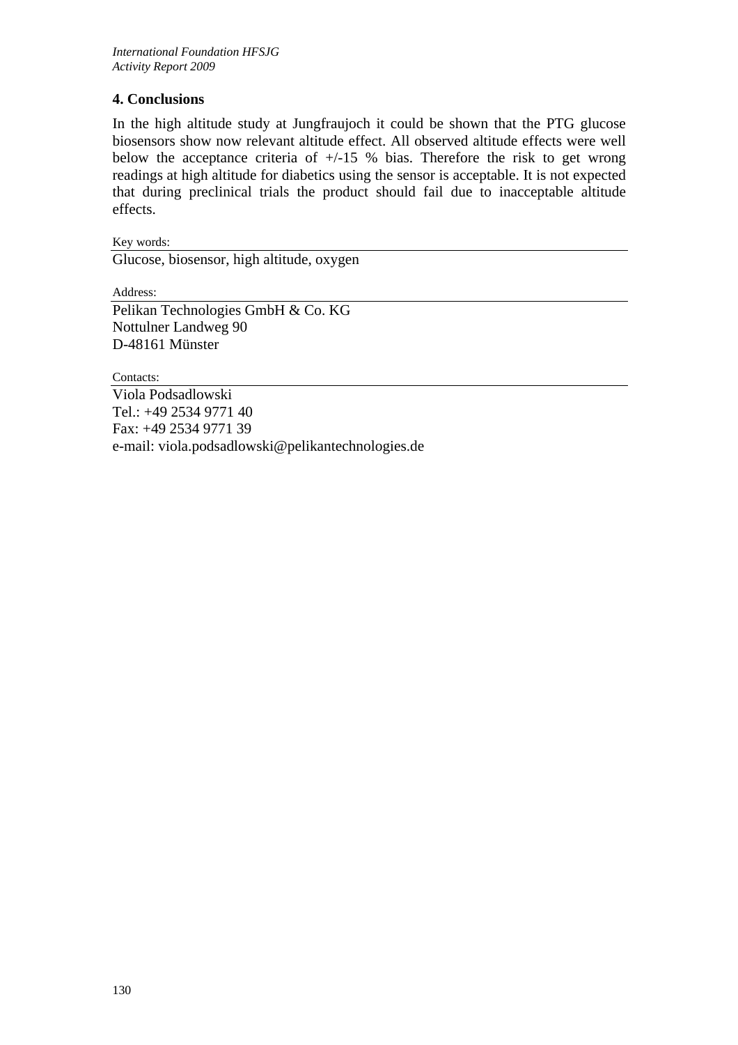## 4. Conclusions

In the high altitude study at Jungfraujoch it could be shown that the PTG glucose biosensors show now relevant altitude effect. All observed altitude effects were well below the acceptance criteria of +/-15 % bias. Therefore the risk to get wrong readings at high altitude for diabetics using the sensor is acceptable. It is not expected that during preclinical trials the product should fail due to inacceptable altitude effects.

Key words:

Glucose, biosensor, high altitude, oxygen

Address:

Pelikan Technologies GmbH & Co. KG
Nottulner Landweg 90
D-48161 Münster

Contacts:

Viola Podsadlowski
Tel.: +49 2534 9771 40
Fax: +49 2534 9771 39
e-mail: viola.podsadlowski@pelikantechnologies.de